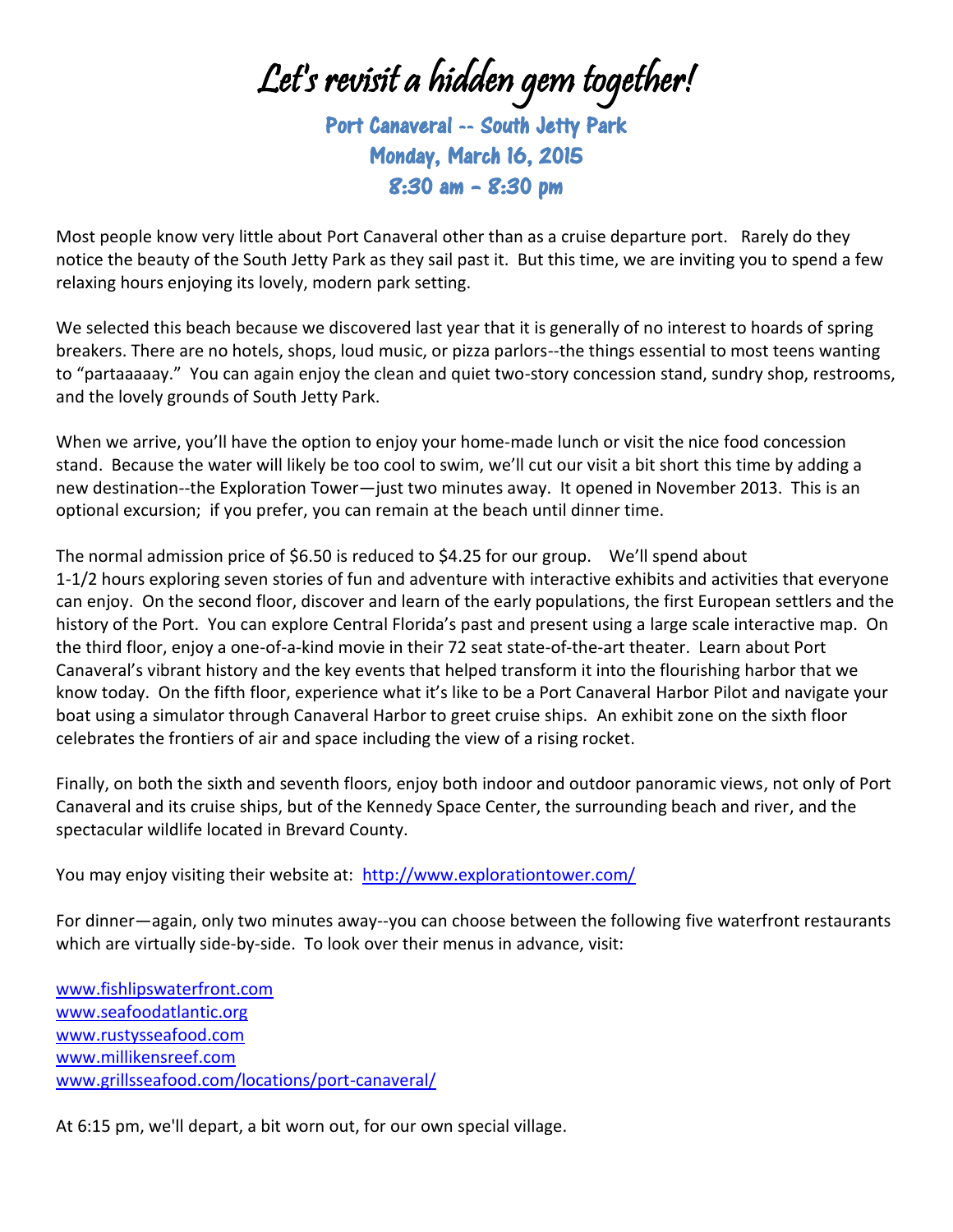# Let's revisit a hidden gem together!

## Port Canaveral -- South Jetty Park
## Monday, March 16, 2015
## 8:30 am – 8:30 pm

Most people know very little about Port Canaveral other than as a cruise departure port. Rarely do they notice the beauty of the South Jetty Park as they sail past it. But this time, we are inviting you to spend a few relaxing hours enjoying its lovely, modern park setting.

We selected this beach because we discovered last year that it is generally of no interest to hoards of spring breakers. There are no hotels, shops, loud music, or pizza parlors--the things essential to most teens wanting to "partaaaaay." You can again enjoy the clean and quiet two-story concession stand, sundry shop, restrooms, and the lovely grounds of South Jetty Park.

When we arrive, you'll have the option to enjoy your home-made lunch or visit the nice food concession stand. Because the water will likely be too cool to swim, we'll cut our visit a bit short this time by adding a new destination--the Exploration Tower—just two minutes away. It opened in November 2013. This is an optional excursion; if you prefer, you can remain at the beach until dinner time.

The normal admission price of $6.50 is reduced to $4.25 for our group. We'll spend about 1-1/2 hours exploring seven stories of fun and adventure with interactive exhibits and activities that everyone can enjoy. On the second floor, discover and learn of the early populations, the first European settlers and the history of the Port. You can explore Central Florida's past and present using a large scale interactive map. On the third floor, enjoy a one-of-a-kind movie in their 72 seat state-of-the-art theater. Learn about Port Canaveral's vibrant history and the key events that helped transform it into the flourishing harbor that we know today. On the fifth floor, experience what it's like to be a Port Canaveral Harbor Pilot and navigate your boat using a simulator through Canaveral Harbor to greet cruise ships. An exhibit zone on the sixth floor celebrates the frontiers of air and space including the view of a rising rocket.

Finally, on both the sixth and seventh floors, enjoy both indoor and outdoor panoramic views, not only of Port Canaveral and its cruise ships, but of the Kennedy Space Center, the surrounding beach and river, and the spectacular wildlife located in Brevard County.

You may enjoy visiting their website at: [http://www.explorationtower.com/](http://www.explorationtower.com/)

For dinner—again, only two minutes away--you can choose between the following five waterfront restaurants which are virtually side-by-side. To look over their menus in advance, visit:

[www.fishlipswaterfront.com](http://www.fishlipswaterfront.com)
[www.seafoodatlantic.org](http://www.seafoodatlantic.org)
[www.rustysseafood.com](http://www.rustysseafood.com)
[www.millikensreef.com](http://www.millikensreef.com)
[www.grillsseafood.com/locations/port-canaveral/](http://www.grillsseafood.com/locations/port-canaveral/)

At 6:15 pm, we'll depart, a bit worn out, for our own special village.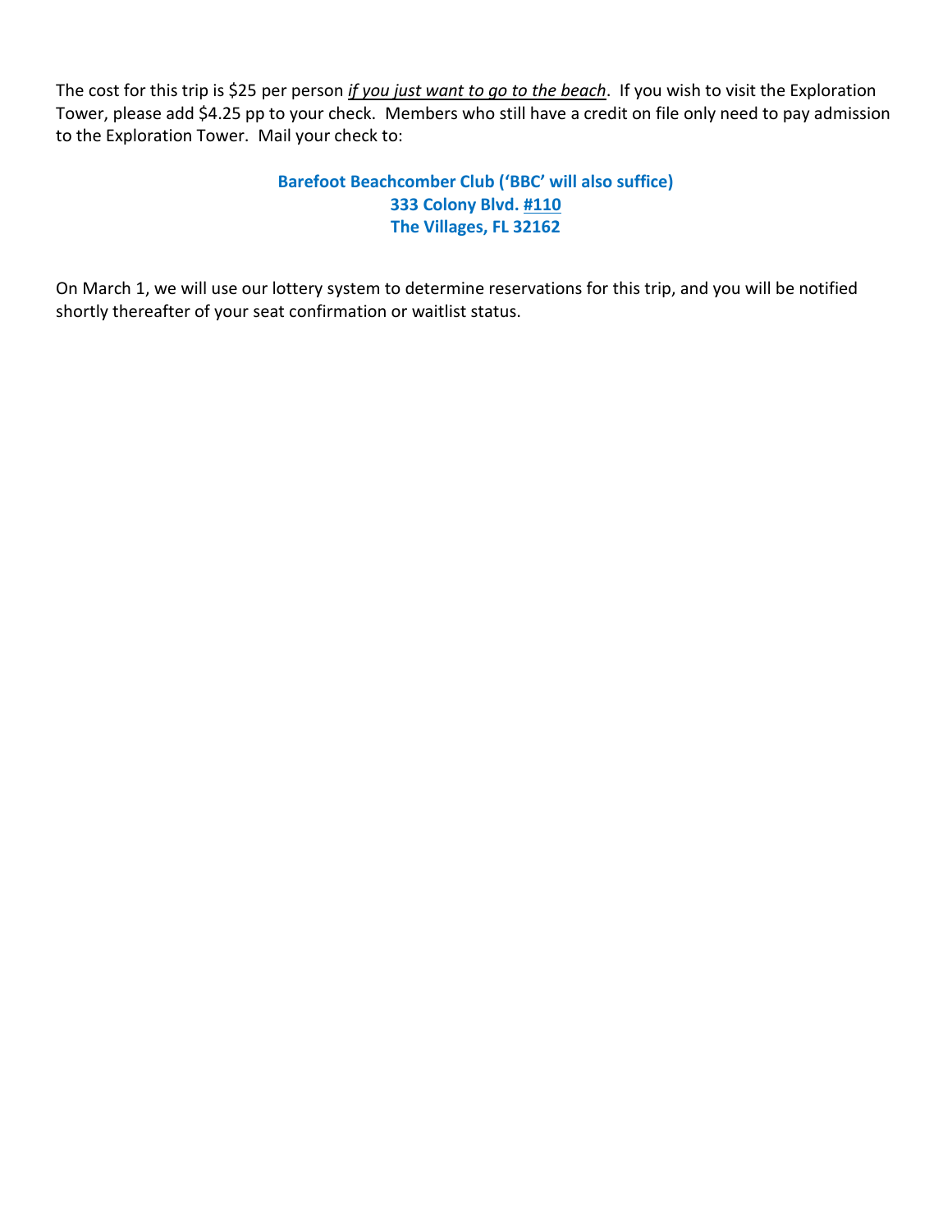The cost for this trip is $25 per person *if you just want to go to the beach*. If you wish to visit the Exploration Tower, please add $4.25 pp to your check. Members who still have a credit on file only need to pay admission to the Exploration Tower. Mail your check to:

**Barefoot Beachcomber Club ('BBC' will also suffice)**
**333 Colony Blvd. #110**
**The Villages, FL 32162**

On March 1, we will use our lottery system to determine reservations for this trip, and you will be notified shortly thereafter of your seat confirmation or waitlist status.